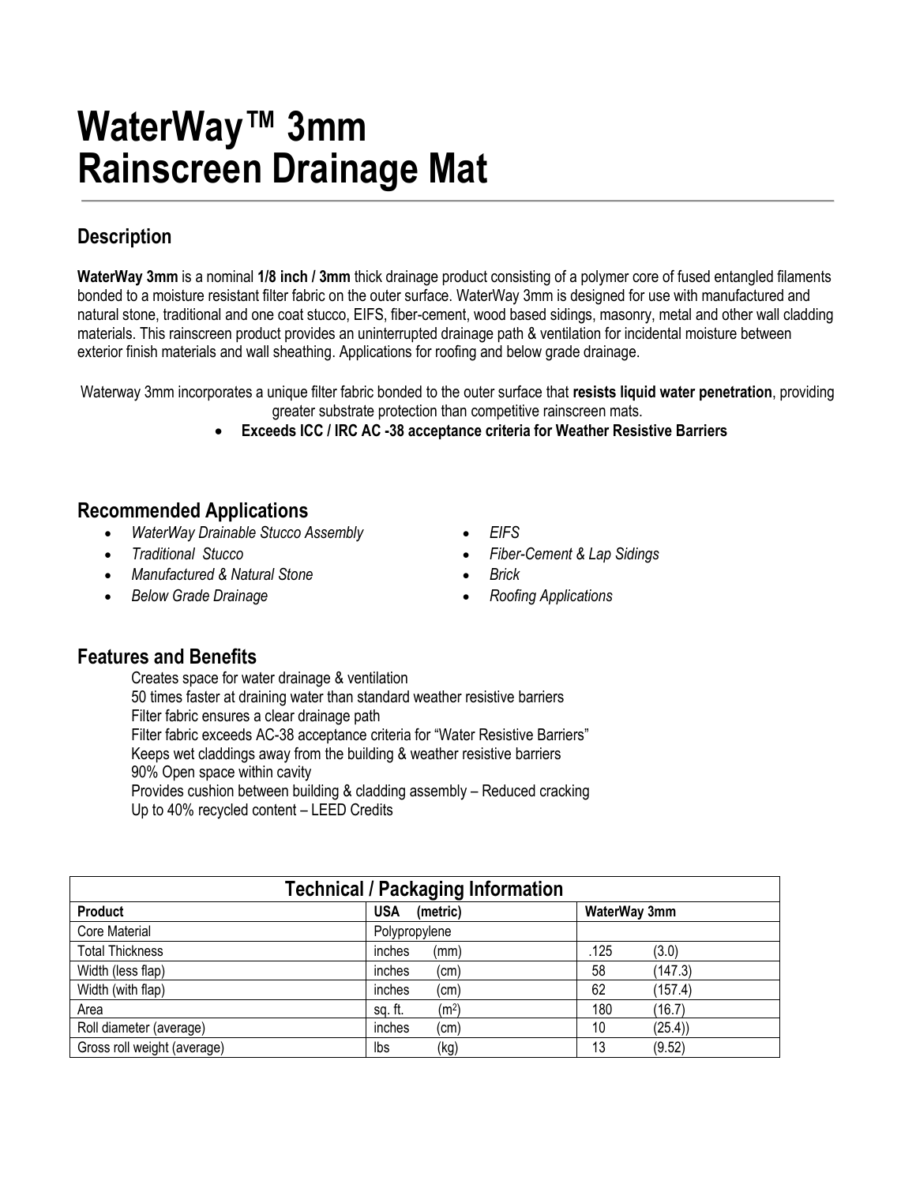# WaterWay™ 3mm
# Rainscreen Drainage Mat

## Description

**WaterWay 3mm** is a nominal **1/8 inch / 3mm** thick drainage product consisting of a polymer core of fused entangled filaments bonded to a moisture resistant filter fabric on the outer surface. WaterWay 3mm is designed for use with manufactured and natural stone, traditional and one coat stucco, EIFS, fiber-cement, wood based sidings, masonry, metal and other wall cladding materials. This rainscreen product provides an uninterrupted drainage path & ventilation for incidental moisture between exterior finish materials and wall sheathing. Applications for roofing and below grade drainage.

Waterway 3mm incorporates a unique filter fabric bonded to the outer surface that **resists liquid water penetration**, providing greater substrate protection than competitive rainscreen mats.

- **Exceeds ICC / IRC AC -38 acceptance criteria for Weather Resistive Barriers**

## Recommended Applications

- *WaterWay Drainable Stucco Assembly*
- *Traditional Stucco*
- *Manufactured & Natural Stone*
- *Below Grade Drainage*
- *EIFS*
- *Fiber-Cement & Lap Sidings*
- *Brick*
- *Roofing Applications*

## Features and Benefits

Creates space for water drainage & ventilation
50 times faster at draining water than standard weather resistive barriers
Filter fabric ensures a clear drainage path
Filter fabric exceeds AC-38 acceptance criteria for “Water Resistive Barriers”
Keeps wet claddings away from the building & weather resistive barriers
90% Open space within cavity
Provides cushion between building & cladding assembly – Reduced cracking
Up to 40% recycled content – LEED Credits

| Technical / Packaging Information | | |
|---|---|---|
| **Product** | **USA (metric)** | **WaterWay 3mm** |
| Core Material | Polypropylene | |
| Total Thickness | inches (mm) | .125 (3.0) |
| Width (less flap) | inches (cm) | 58 (147.3) |
| Width (with flap) | inches (cm) | 62 (157.4) |
| Area | sq. ft. ($m^2$) | 180 (16.7) |
| Roll diameter (average) | inches (cm) | 10 (25.4)) |
| Gross roll weight (average) | lbs (kg) | 13 (9.52) |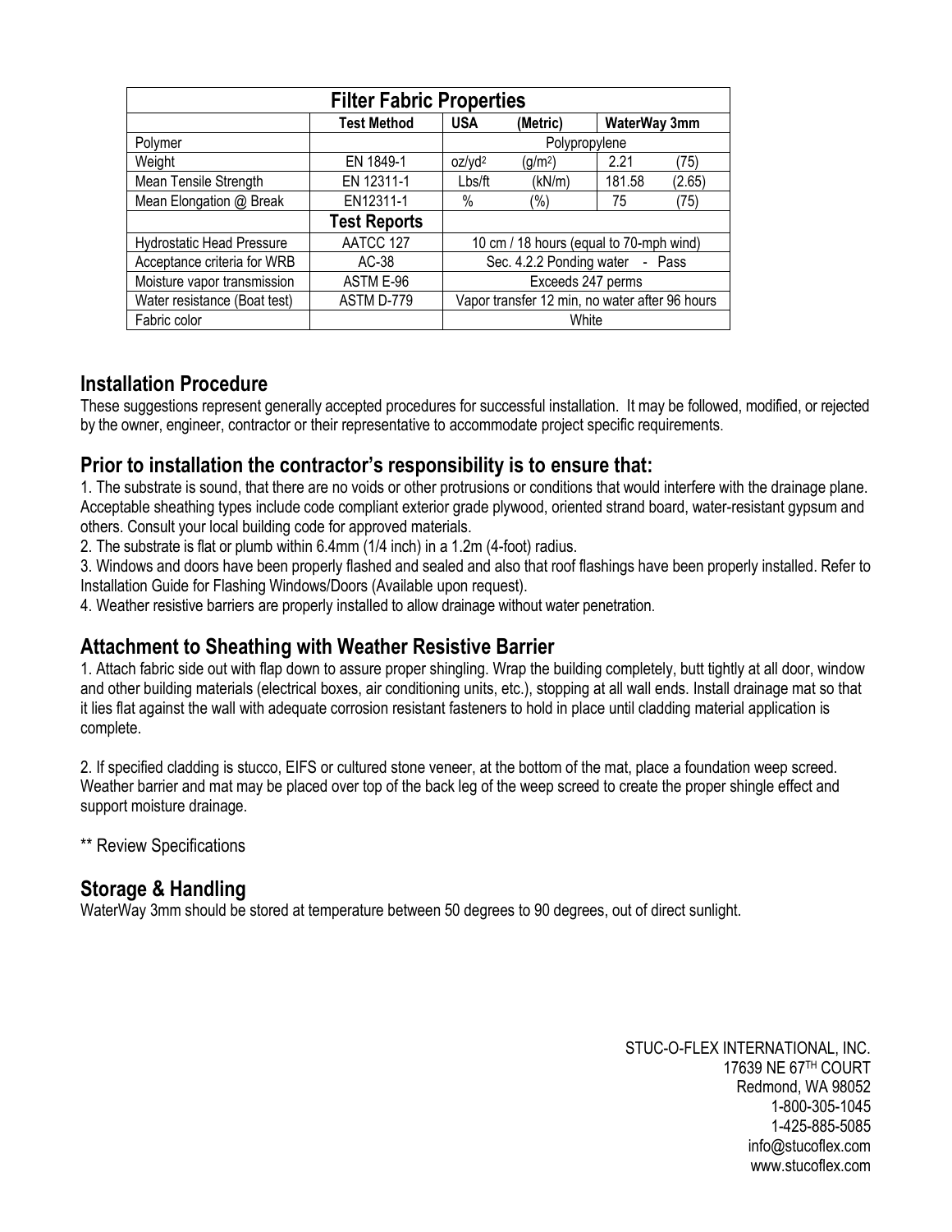| Filter Fabric Properties | | | | | |
|---|---|---|---|---|---|
| | **Test Method** | **USA** | **(Metric)** | **WaterWay 3mm** | |
| Polymer | | Polypropylene | | | |
| Weight | EN 1849-1 | $oz/yd^2$ | $(g/m^2)$ | 2.21 | (75) |
| Mean Tensile Strength | EN 12311-1 | Lbs/ft | (kN/m) | 181.58 | (2.65) |
| Mean Elongation @ Break | EN12311-1 | % | (%) | 75 | (75) |
| | **Test Reports** | | | | |
| Hydrostatic Head Pressure | AATCC 127 | 10 cm / 18 hours (equal to 70-mph wind) | | | |
| Acceptance criteria for WRB | AC-38 | Sec. 4.2.2 Ponding water - Pass | | | |
| Moisture vapor transmission | ASTM E-96 | Exceeds 247 perms | | | |
| Water resistance (Boat test) | ASTM D-779 | Vapor transfer 12 min, no water after 96 hours | | | |
| Fabric color | | White | | | |

## Installation Procedure

These suggestions represent generally accepted procedures for successful installation. It may be followed, modified, or rejected by the owner, engineer, contractor or their representative to accommodate project specific requirements.

## Prior to installation the contractor's responsibility is to ensure that:

1. The substrate is sound, that there are no voids or other protrusions or conditions that would interfere with the drainage plane. Acceptable sheathing types include code compliant exterior grade plywood, oriented strand board, water-resistant gypsum and others. Consult your local building code for approved materials.
2. The substrate is flat or plumb within 6.4mm (1/4 inch) in a 1.2m (4-foot) radius.
3. Windows and doors have been properly flashed and sealed and also that roof flashings have been properly installed. Refer to Installation Guide for Flashing Windows/Doors (Available upon request).
4. Weather resistive barriers are properly installed to allow drainage without water penetration.

## Attachment to Sheathing with Weather Resistive Barrier

1. Attach fabric side out with flap down to assure proper shingling. Wrap the building completely, butt tightly at all door, window and other building materials (electrical boxes, air conditioning units, etc.), stopping at all wall ends. Install drainage mat so that it lies flat against the wall with adequate corrosion resistant fasteners to hold in place until cladding material application is complete.

2. If specified cladding is stucco, EIFS or cultured stone veneer, at the bottom of the mat, place a foundation weep screed. Weather barrier and mat may be placed over top of the back leg of the weep screed to create the proper shingle effect and support moisture drainage.

** Review Specifications

## Storage & Handling

WaterWay 3mm should be stored at temperature between 50 degrees to 90 degrees, out of direct sunlight.

STUC-O-FLEX INTERNATIONAL, INC.
17639 NE 67TH COURT
Redmond, WA 98052
1-800-305-1045
1-425-885-5085
info@stucoflex.com
www.stucoflex.com